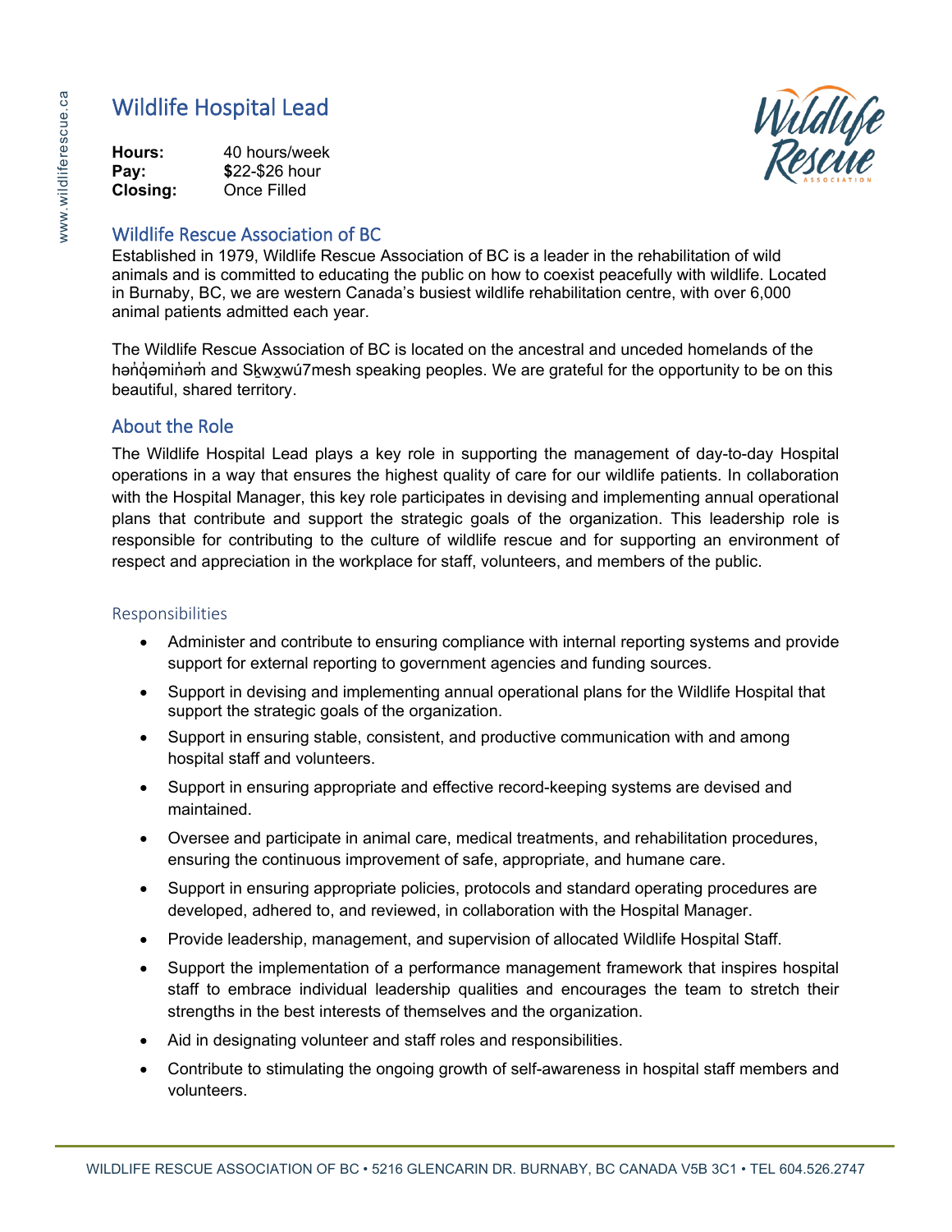# Wildlife Hospital Lead

**Hours:** 40 hours/week
**Pay:** **$**22-$26 hour
**Closing:** Once Filled

## Wildlife Rescue Association of BC

Established in 1979, Wildlife Rescue Association of BC is a leader in the rehabilitation of wild animals and is committed to educating the public on how to coexist peacefully with wildlife. Located in Burnaby, BC, we are western Canada's busiest wildlife rehabilitation centre, with over 6,000 animal patients admitted each year.

The Wildlife Rescue Association of BC is located on the ancestral and unceded homelands of the hən̓q̓əmin̓əm̓ and Sḵwx̱wú7mesh speaking peoples. We are grateful for the opportunity to be on this beautiful, shared territory.

## About the Role

The Wildlife Hospital Lead plays a key role in supporting the management of day-to-day Hospital operations in a way that ensures the highest quality of care for our wildlife patients. In collaboration with the Hospital Manager, this key role participates in devising and implementing annual operational plans that contribute and support the strategic goals of the organization. This leadership role is responsible for contributing to the culture of wildlife rescue and for supporting an environment of respect and appreciation in the workplace for staff, volunteers, and members of the public.

### Responsibilities

- Administer and contribute to ensuring compliance with internal reporting systems and provide support for external reporting to government agencies and funding sources.
- Support in devising and implementing annual operational plans for the Wildlife Hospital that support the strategic goals of the organization.
- Support in ensuring stable, consistent, and productive communication with and among hospital staff and volunteers.
- Support in ensuring appropriate and effective record-keeping systems are devised and maintained.
- Oversee and participate in animal care, medical treatments, and rehabilitation procedures, ensuring the continuous improvement of safe, appropriate, and humane care.
- Support in ensuring appropriate policies, protocols and standard operating procedures are developed, adhered to, and reviewed, in collaboration with the Hospital Manager.
- Provide leadership, management, and supervision of allocated Wildlife Hospital Staff.
- Support the implementation of a performance management framework that inspires hospital staff to embrace individual leadership qualities and encourages the team to stretch their strengths in the best interests of themselves and the organization.
- Aid in designating volunteer and staff roles and responsibilities.
- Contribute to stimulating the ongoing growth of self-awareness in hospital staff members and volunteers.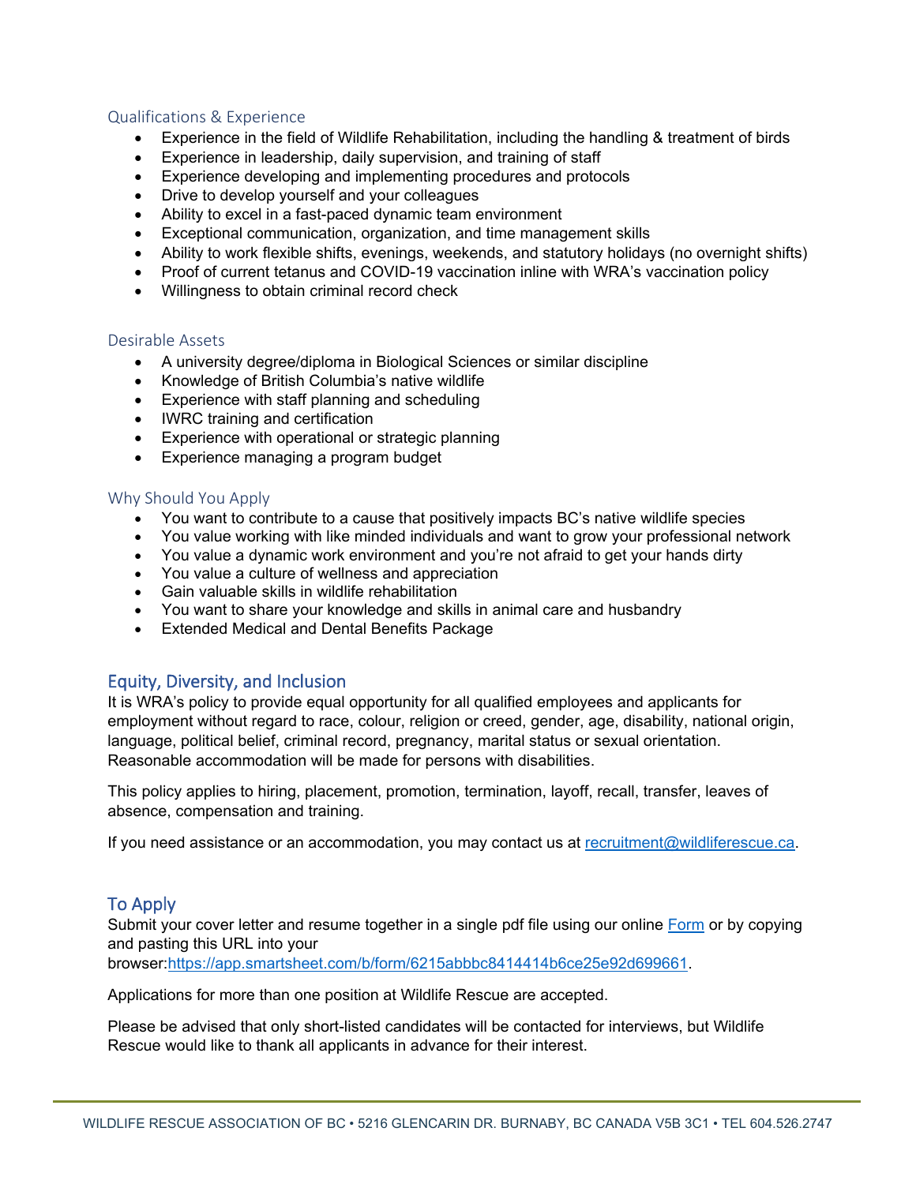### Qualifications & Experience

- Experience in the field of Wildlife Rehabilitation, including the handling & treatment of birds
- Experience in leadership, daily supervision, and training of staff
- Experience developing and implementing procedures and protocols
- Drive to develop yourself and your colleagues
- Ability to excel in a fast-paced dynamic team environment
- Exceptional communication, organization, and time management skills
- Ability to work flexible shifts, evenings, weekends, and statutory holidays (no overnight shifts)
- Proof of current tetanus and COVID-19 vaccination inline with WRA's vaccination policy
- Willingness to obtain criminal record check

### Desirable Assets

- A university degree/diploma in Biological Sciences or similar discipline
- Knowledge of British Columbia's native wildlife
- Experience with staff planning and scheduling
- IWRC training and certification
- Experience with operational or strategic planning
- Experience managing a program budget

### Why Should You Apply

- You want to contribute to a cause that positively impacts BC's native wildlife species
- You value working with like minded individuals and want to grow your professional network
- You value a dynamic work environment and you're not afraid to get your hands dirty
- You value a culture of wellness and appreciation
- Gain valuable skills in wildlife rehabilitation
- You want to share your knowledge and skills in animal care and husbandry
- Extended Medical and Dental Benefits Package

## Equity, Diversity, and Inclusion

It is WRA's policy to provide equal opportunity for all qualified employees and applicants for employment without regard to race, colour, religion or creed, gender, age, disability, national origin, language, political belief, criminal record, pregnancy, marital status or sexual orientation. Reasonable accommodation will be made for persons with disabilities.

This policy applies to hiring, placement, promotion, termination, layoff, recall, transfer, leaves of absence, compensation and training.

If you need assistance or an accommodation, you may contact us at recruitment@wildliferescue.ca.

## To Apply

Submit your cover letter and resume together in a single pdf file using our online Form or by copying and pasting this URL into your browser:https://app.smartsheet.com/b/form/6215abbbc8414414b6ce25e92d699661.

Applications for more than one position at Wildlife Rescue are accepted.

Please be advised that only short-listed candidates will be contacted for interviews, but Wildlife Rescue would like to thank all applicants in advance for their interest.